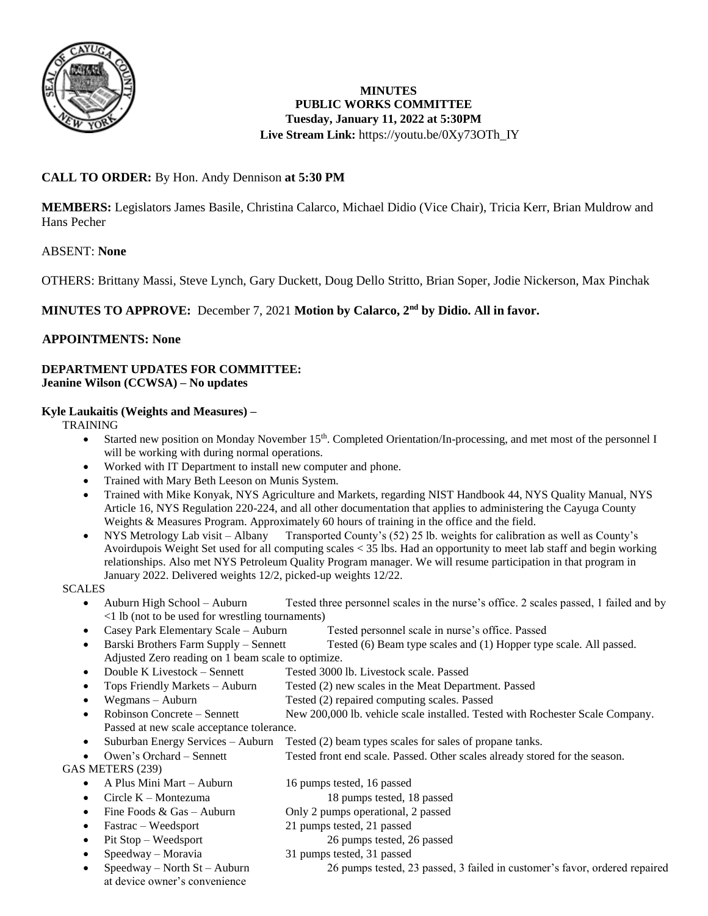# MINUTES
## PUBLIC WORKS COMMITTEE
**Tuesday, January 11, 2022 at 5:30PM**
**Live Stream Link:** https://youtu.be/0Xy73OTh_IY

**CALL TO ORDER:** By Hon. Andy Dennison **at 5:30 PM**

**MEMBERS:** Legislators James Basile, Christina Calarco, Michael Didio (Vice Chair), Tricia Kerr, Brian Muldrow and Hans Pecher

ABSENT: **None**

OTHERS: Brittany Massi, Steve Lynch, Gary Duckett, Doug Dello Stritto, Brian Soper, Jodie Nickerson, Max Pinchak

**MINUTES TO APPROVE:** December 7, 2021 **Motion by Calarco, 2nd by Didio. All in favor.**

**APPOINTMENTS: None**

**DEPARTMENT UPDATES FOR COMMITTEE:**
**Jeanine Wilson (CCWSA) – No updates**

**Kyle Laukaitis (Weights and Measures) –**

TRAINING

- Started new position on Monday November 15th. Completed Orientation/In-processing, and met most of the personnel I will be working with during normal operations.
- Worked with IT Department to install new computer and phone.
- Trained with Mary Beth Leeson on Munis System.
- Trained with Mike Konyak, NYS Agriculture and Markets, regarding NIST Handbook 44, NYS Quality Manual, NYS Article 16, NYS Regulation 220-224, and all other documentation that applies to administering the Cayuga County Weights & Measures Program. Approximately 60 hours of training in the office and the field.
- NYS Metrology Lab visit – Albany Transported County's (52) 25 lb. weights for calibration as well as County's Avoirdupois Weight Set used for all computing scales < 35 lbs. Had an opportunity to meet lab staff and begin working relationships. Also met NYS Petroleum Quality Program manager. We will resume participation in that program in January 2022. Delivered weights 12/2, picked-up weights 12/22.

SCALES

- Auburn High School – Auburn Tested three personnel scales in the nurse's office. 2 scales passed, 1 failed and by <1 lb (not to be used for wrestling tournaments)
- Casey Park Elementary Scale – Auburn Tested personnel scale in nurse's office. Passed
- Barski Brothers Farm Supply – Sennett Tested (6) Beam type scales and (1) Hopper type scale. All passed. Adjusted Zero reading on 1 beam scale to optimize.
- Double K Livestock – Sennett Tested 3000 lb. Livestock scale. Passed
- Tops Friendly Markets – Auburn Tested (2) new scales in the Meat Department. Passed
- Wegmans – Auburn Tested (2) repaired computing scales. Passed
- Robinson Concrete – Sennett New 200,000 lb. vehicle scale installed. Tested with Rochester Scale Company. Passed at new scale acceptance tolerance.
- Suburban Energy Services – Auburn Tested (2) beam types scales for sales of propane tanks.
- Owen's Orchard – Sennett Tested front end scale. Passed. Other scales already stored for the season.

GAS METERS (239)

- A Plus Mini Mart – Auburn 16 pumps tested, 16 passed
- Circle K – Montezuma 18 pumps tested, 18 passed
- Fine Foods & Gas – Auburn Only 2 pumps operational, 2 passed
- Fastrac – Weedsport 21 pumps tested, 21 passed
- Pit Stop – Weedsport 26 pumps tested, 26 passed
- Speedway – Moravia 31 pumps tested, 31 passed
- Speedway – North St – Auburn 26 pumps tested, 23 passed, 3 failed in customer's favor, ordered repaired at device owner's convenience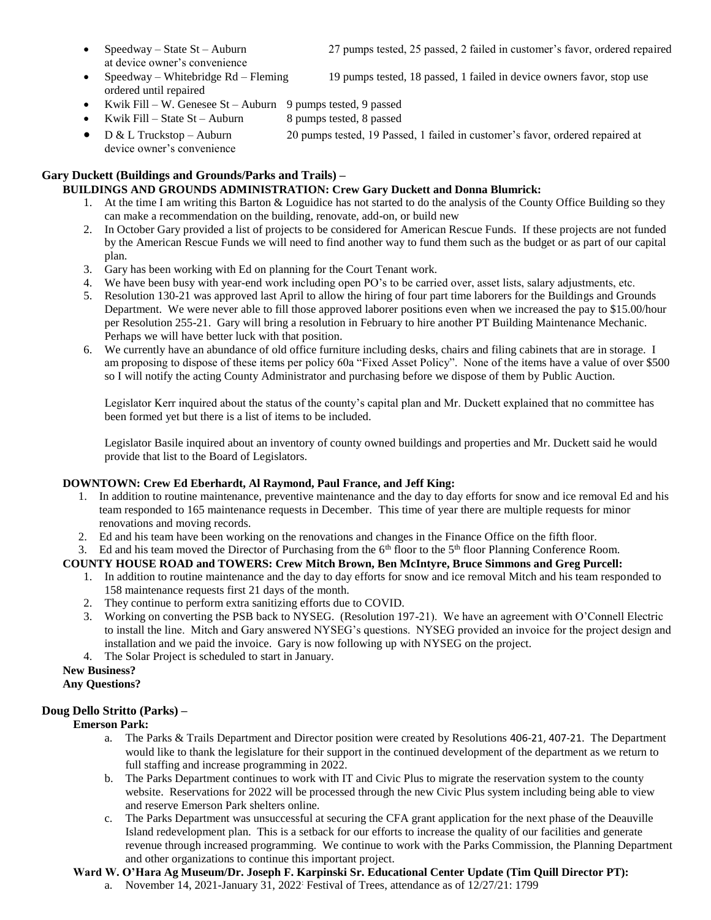- Speedway – State St – Auburn 27 pumps tested, 25 passed, 2 failed in customer's favor, ordered repaired at device owner's convenience
- Speedway – Whitebridge Rd – Fleming 19 pumps tested, 18 passed, 1 failed in device owners favor, stop use ordered until repaired
- Kwik Fill – W. Genesee St – Auburn 9 pumps tested, 9 passed
- Kwik Fill – State St – Auburn 8 pumps tested, 8 passed
- D & L Truckstop – Auburn 20 pumps tested, 19 Passed, 1 failed in customer's favor, ordered repaired at device owner's convenience

**Gary Duckett (Buildings and Grounds/Parks and Trails) –**

**BUILDINGS AND GROUNDS ADMINISTRATION: Crew Gary Duckett and Donna Blumrick:**

1. At the time I am writing this Barton & Loguidice has not started to do the analysis of the County Office Building so they can make a recommendation on the building, renovate, add-on, or build new
2. In October Gary provided a list of projects to be considered for American Rescue Funds. If these projects are not funded by the American Rescue Funds we will need to find another way to fund them such as the budget or as part of our capital plan.
3. Gary has been working with Ed on planning for the Court Tenant work.
4. We have been busy with year-end work including open PO's to be carried over, asset lists, salary adjustments, etc.
5. Resolution 130-21 was approved last April to allow the hiring of four part time laborers for the Buildings and Grounds Department. We were never able to fill those approved laborer positions even when we increased the pay to $15.00/hour per Resolution 255-21. Gary will bring a resolution in February to hire another PT Building Maintenance Mechanic. Perhaps we will have better luck with that position.
6. We currently have an abundance of old office furniture including desks, chairs and filing cabinets that are in storage. I am proposing to dispose of these items per policy 60a "Fixed Asset Policy". None of the items have a value of over $500 so I will notify the acting County Administrator and purchasing before we dispose of them by Public Auction.

   Legislator Kerr inquired about the status of the county's capital plan and Mr. Duckett explained that no committee has been formed yet but there is a list of items to be included.

   Legislator Basile inquired about an inventory of county owned buildings and properties and Mr. Duckett said he would provide that list to the Board of Legislators.

**DOWNTOWN: Crew Ed Eberhardt, Al Raymond, Paul France, and Jeff King:**

1. In addition to routine maintenance, preventive maintenance and the day to day efforts for snow and ice removal Ed and his team responded to 165 maintenance requests in December. This time of year there are multiple requests for minor renovations and moving records.
2. Ed and his team have been working on the renovations and changes in the Finance Office on the fifth floor.
3. Ed and his team moved the Director of Purchasing from the 6th floor to the 5th floor Planning Conference Room.

**COUNTY HOUSE ROAD and TOWERS: Crew Mitch Brown, Ben McIntyre, Bruce Simmons and Greg Purcell:**

1. In addition to routine maintenance and the day to day efforts for snow and ice removal Mitch and his team responded to 158 maintenance requests first 21 days of the month.
2. They continue to perform extra sanitizing efforts due to COVID.
3. Working on converting the PSB back to NYSEG. (Resolution 197-21). We have an agreement with O'Connell Electric to install the line. Mitch and Gary answered NYSEG's questions. NYSEG provided an invoice for the project design and installation and we paid the invoice. Gary is now following up with NYSEG on the project.
4. The Solar Project is scheduled to start in January.

**New Business?**

**Any Questions?**

**Doug Dello Stritto (Parks) –**

**Emerson Park:**

a. The Parks & Trails Department and Director position were created by Resolutions 406-21, 407-21. The Department would like to thank the legislature for their support in the continued development of the department as we return to full staffing and increase programming in 2022.

b. The Parks Department continues to work with IT and Civic Plus to migrate the reservation system to the county website. Reservations for 2022 will be processed through the new Civic Plus system including being able to view and reserve Emerson Park shelters online.

c. The Parks Department was unsuccessful at securing the CFA grant application for the next phase of the Deauville Island redevelopment plan. This is a setback for our efforts to increase the quality of our facilities and generate revenue through increased programming. We continue to work with the Parks Commission, the Planning Department and other organizations to continue this important project.

**Ward W. O'Hara Ag Museum/Dr. Joseph F. Karpinski Sr. Educational Center Update (Tim Quill Director PT):**

a. November 14, 2021-January 31, 2022: Festival of Trees, attendance as of 12/27/21: 1799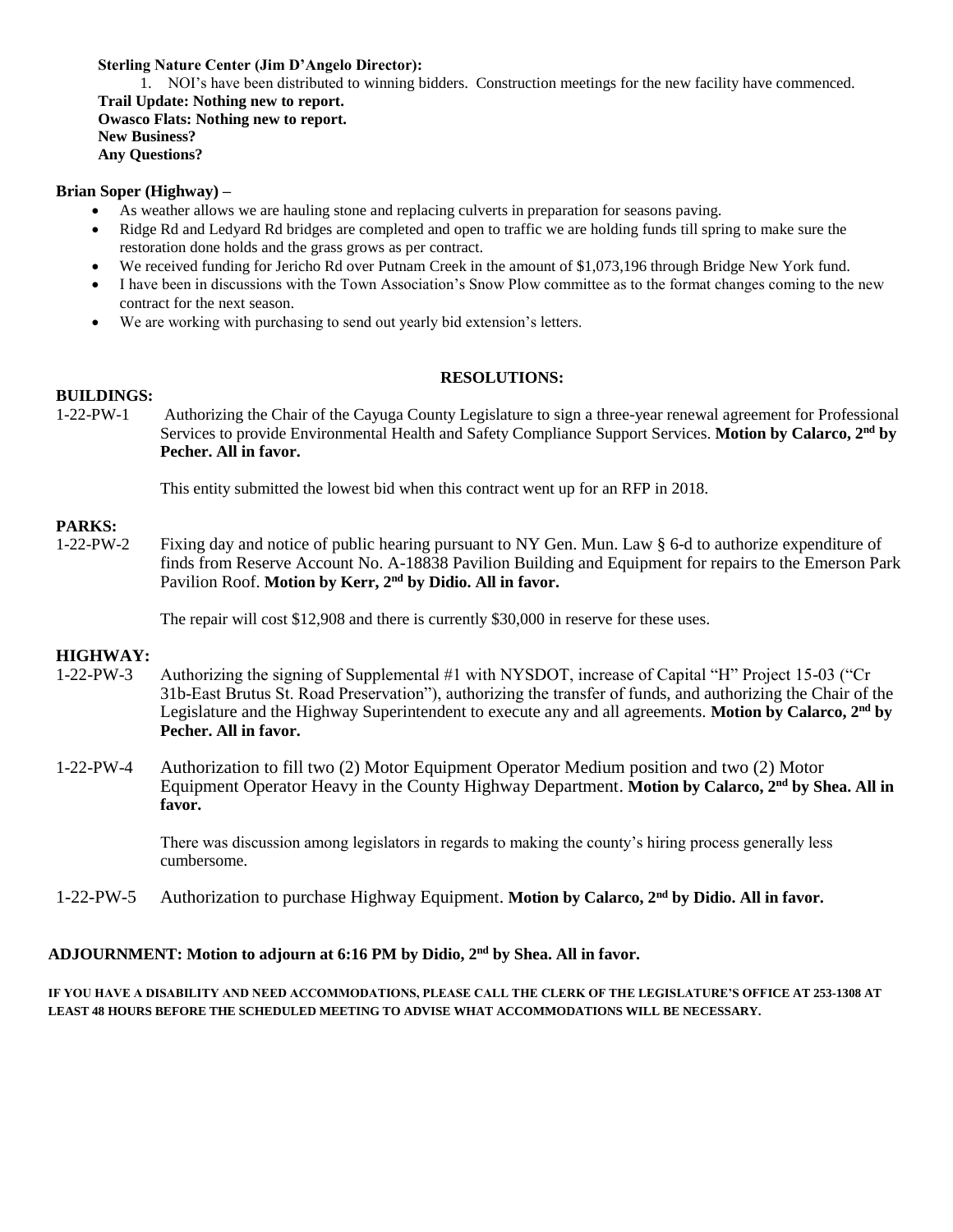**Sterling Nature Center (Jim D'Angelo Director):**

1. NOI's have been distributed to winning bidders. Construction meetings for the new facility have commenced.

**Trail Update: Nothing new to report.**
**Owasco Flats: Nothing new to report.**
**New Business?**
**Any Questions?**

**Brian Soper (Highway) –**

- As weather allows we are hauling stone and replacing culverts in preparation for seasons paving.
- Ridge Rd and Ledyard Rd bridges are completed and open to traffic we are holding funds till spring to make sure the restoration done holds and the grass grows as per contract.
- We received funding for Jericho Rd over Putnam Creek in the amount of $1,073,196 through Bridge New York fund.
- I have been in discussions with the Town Association's Snow Plow committee as to the format changes coming to the new contract for the next season.
- We are working with purchasing to send out yearly bid extension's letters.

## RESOLUTIONS:

**BUILDINGS:**

1-22-PW-1 Authorizing the Chair of the Cayuga County Legislature to sign a three-year renewal agreement for Professional Services to provide Environmental Health and Safety Compliance Support Services. **Motion by Calarco, 2nd by Pecher. All in favor.**

This entity submitted the lowest bid when this contract went up for an RFP in 2018.

**PARKS:**

1-22-PW-2 Fixing day and notice of public hearing pursuant to NY Gen. Mun. Law § 6-d to authorize expenditure of finds from Reserve Account No. A-18838 Pavilion Building and Equipment for repairs to the Emerson Park Pavilion Roof. **Motion by Kerr, 2nd by Didio. All in favor.**

The repair will cost $12,908 and there is currently $30,000 in reserve for these uses.

**HIGHWAY:**

1-22-PW-3 Authorizing the signing of Supplemental #1 with NYSDOT, increase of Capital "H" Project 15-03 ("Cr 31b-East Brutus St. Road Preservation"), authorizing the transfer of funds, and authorizing the Chair of the Legislature and the Highway Superintendent to execute any and all agreements. **Motion by Calarco, 2nd by Pecher. All in favor.**

1-22-PW-4 Authorization to fill two (2) Motor Equipment Operator Medium position and two (2) Motor Equipment Operator Heavy in the County Highway Department. **Motion by Calarco, 2nd by Shea. All in favor.**

There was discussion among legislators in regards to making the county's hiring process generally less cumbersome.

1-22-PW-5 Authorization to purchase Highway Equipment. **Motion by Calarco, 2nd by Didio. All in favor.**

**ADJOURNMENT: Motion to adjourn at 6:16 PM by Didio, 2nd by Shea. All in favor.**

**IF YOU HAVE A DISABILITY AND NEED ACCOMMODATIONS, PLEASE CALL THE CLERK OF THE LEGISLATURE'S OFFICE AT 253-1308 AT LEAST 48 HOURS BEFORE THE SCHEDULED MEETING TO ADVISE WHAT ACCOMMODATIONS WILL BE NECESSARY.**